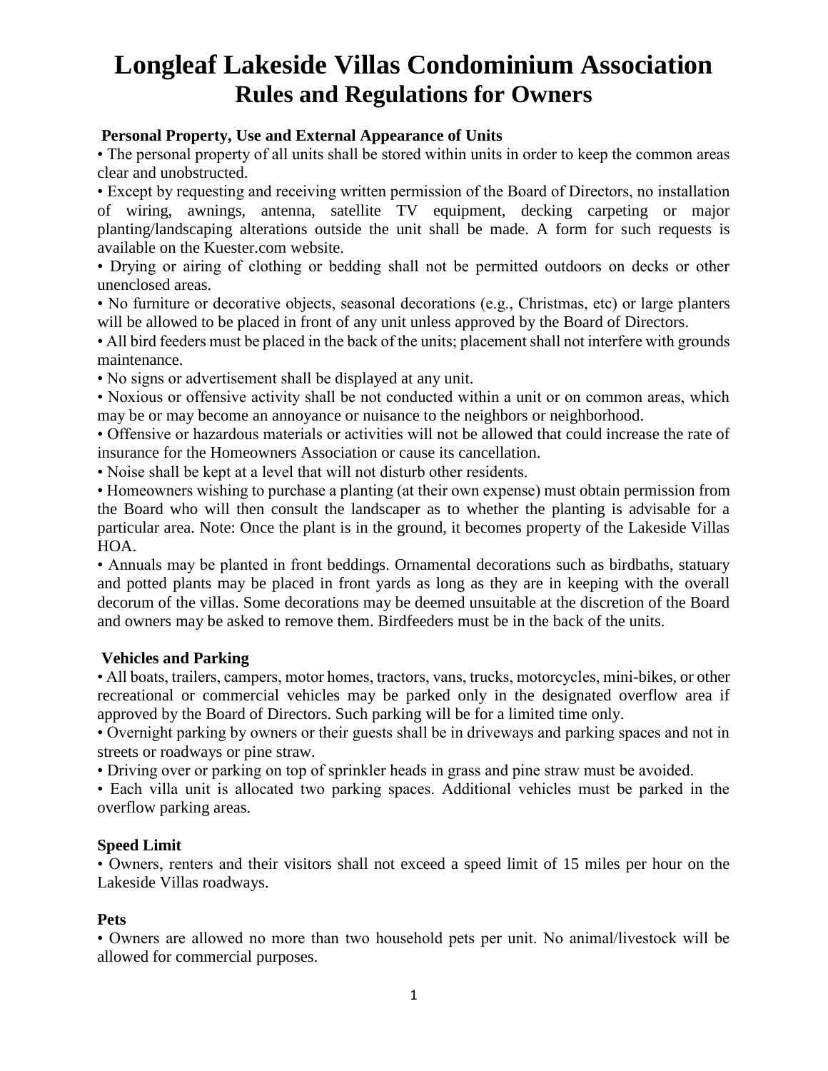# Longleaf Lakeside Villas Condominium Association
## Rules and Regulations for Owners

### Personal Property, Use and External Appearance of Units

• The personal property of all units shall be stored within units in order to keep the common areas clear and unobstructed.

• Except by requesting and receiving written permission of the Board of Directors, no installation of wiring, awnings, antenna, satellite TV equipment, decking carpeting or major planting/landscaping alterations outside the unit shall be made. A form for such requests is available on the Kuester.com website.

• Drying or airing of clothing or bedding shall not be permitted outdoors on decks or other unenclosed areas.

• No furniture or decorative objects, seasonal decorations (e.g., Christmas, etc) or large planters will be allowed to be placed in front of any unit unless approved by the Board of Directors.

• All bird feeders must be placed in the back of the units; placement shall not interfere with grounds maintenance.

• No signs or advertisement shall be displayed at any unit.

• Noxious or offensive activity shall be not conducted within a unit or on common areas, which may be or may become an annoyance or nuisance to the neighbors or neighborhood.

• Offensive or hazardous materials or activities will not be allowed that could increase the rate of insurance for the Homeowners Association or cause its cancellation.

• Noise shall be kept at a level that will not disturb other residents.

• Homeowners wishing to purchase a planting (at their own expense) must obtain permission from the Board who will then consult the landscaper as to whether the planting is advisable for a particular area. Note: Once the plant is in the ground, it becomes property of the Lakeside Villas HOA.

• Annuals may be planted in front beddings. Ornamental decorations such as birdbaths, statuary and potted plants may be placed in front yards as long as they are in keeping with the overall decorum of the villas. Some decorations may be deemed unsuitable at the discretion of the Board and owners may be asked to remove them. Birdfeeders must be in the back of the units.

### Vehicles and Parking

• All boats, trailers, campers, motor homes, tractors, vans, trucks, motorcycles, mini-bikes, or other recreational or commercial vehicles may be parked only in the designated overflow area if approved by the Board of Directors. Such parking will be for a limited time only.

• Overnight parking by owners or their guests shall be in driveways and parking spaces and not in streets or roadways or pine straw.

• Driving over or parking on top of sprinkler heads in grass and pine straw must be avoided.

• Each villa unit is allocated two parking spaces. Additional vehicles must be parked in the overflow parking areas.

### Speed Limit

• Owners, renters and their visitors shall not exceed a speed limit of 15 miles per hour on the Lakeside Villas roadways.

### Pets

• Owners are allowed no more than two household pets per unit. No animal/livestock will be allowed for commercial purposes.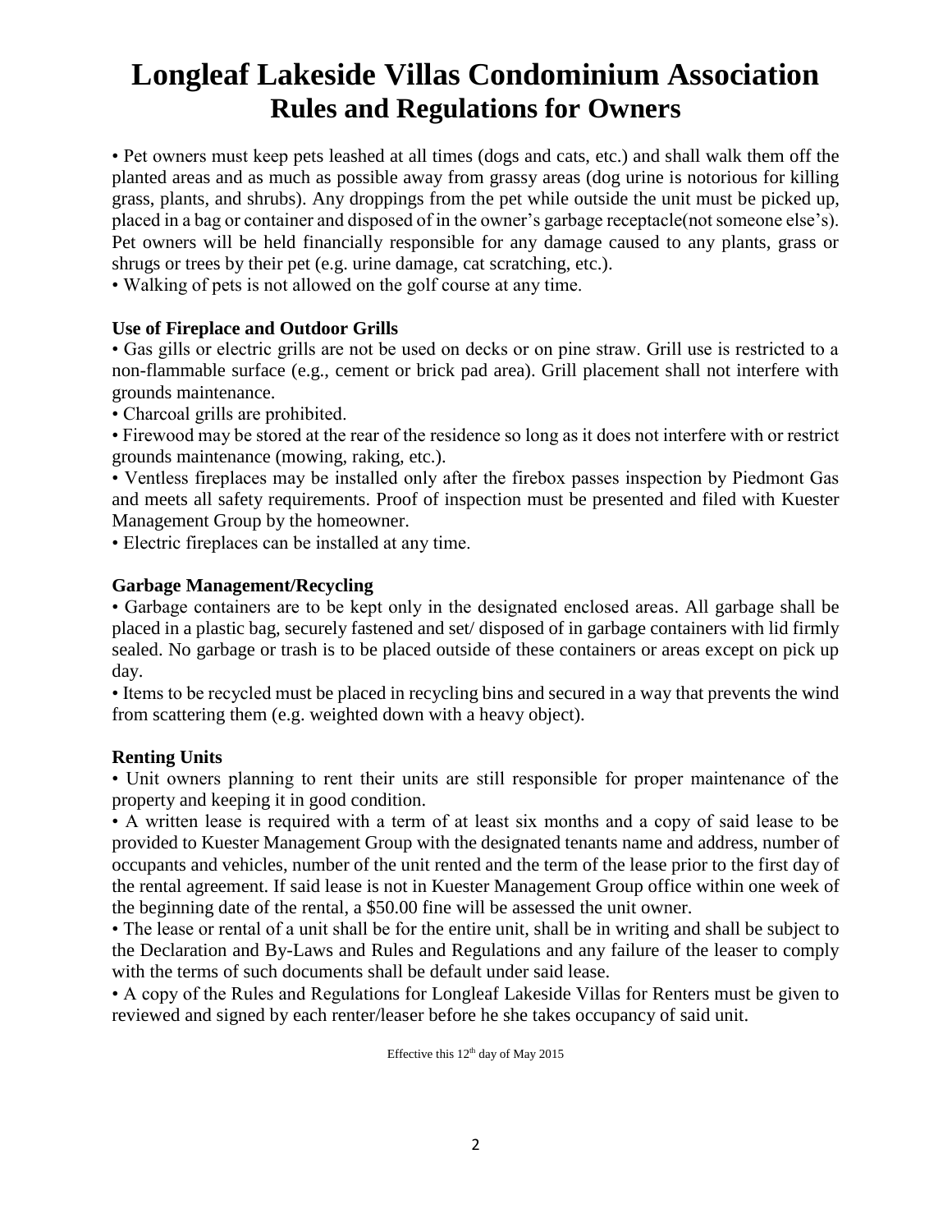# Longleaf Lakeside Villas Condominium Association
## Rules and Regulations for Owners

- Pet owners must keep pets leashed at all times (dogs and cats, etc.) and shall walk them off the planted areas and as much as possible away from grassy areas (dog urine is notorious for killing grass, plants, and shrubs). Any droppings from the pet while outside the unit must be picked up, placed in a bag or container and disposed of in the owner's garbage receptacle(not someone else's). Pet owners will be held financially responsible for any damage caused to any plants, grass or shrugs or trees by their pet (e.g. urine damage, cat scratching, etc.).
- Walking of pets is not allowed on the golf course at any time.

### Use of Fireplace and Outdoor Grills

- Gas gills or electric grills are not be used on decks or on pine straw. Grill use is restricted to a non-flammable surface (e.g., cement or brick pad area). Grill placement shall not interfere with grounds maintenance.
- Charcoal grills are prohibited.
- Firewood may be stored at the rear of the residence so long as it does not interfere with or restrict grounds maintenance (mowing, raking, etc.).
- Ventless fireplaces may be installed only after the firebox passes inspection by Piedmont Gas and meets all safety requirements. Proof of inspection must be presented and filed with Kuester Management Group by the homeowner.
- Electric fireplaces can be installed at any time.

### Garbage Management/Recycling

- Garbage containers are to be kept only in the designated enclosed areas. All garbage shall be placed in a plastic bag, securely fastened and set/ disposed of in garbage containers with lid firmly sealed. No garbage or trash is to be placed outside of these containers or areas except on pick up day.
- Items to be recycled must be placed in recycling bins and secured in a way that prevents the wind from scattering them (e.g. weighted down with a heavy object).

### Renting Units

- Unit owners planning to rent their units are still responsible for proper maintenance of the property and keeping it in good condition.
- A written lease is required with a term of at least six months and a copy of said lease to be provided to Kuester Management Group with the designated tenants name and address, number of occupants and vehicles, number of the unit rented and the term of the lease prior to the first day of the rental agreement. If said lease is not in Kuester Management Group office within one week of the beginning date of the rental, a $50.00 fine will be assessed the unit owner.
- The lease or rental of a unit shall be for the entire unit, shall be in writing and shall be subject to the Declaration and By-Laws and Rules and Regulations and any failure of the leaser to comply with the terms of such documents shall be default under said lease.
- A copy of the Rules and Regulations for Longleaf Lakeside Villas for Renters must be given to reviewed and signed by each renter/leaser before he she takes occupancy of said unit.

Effective this 12th day of May 2015